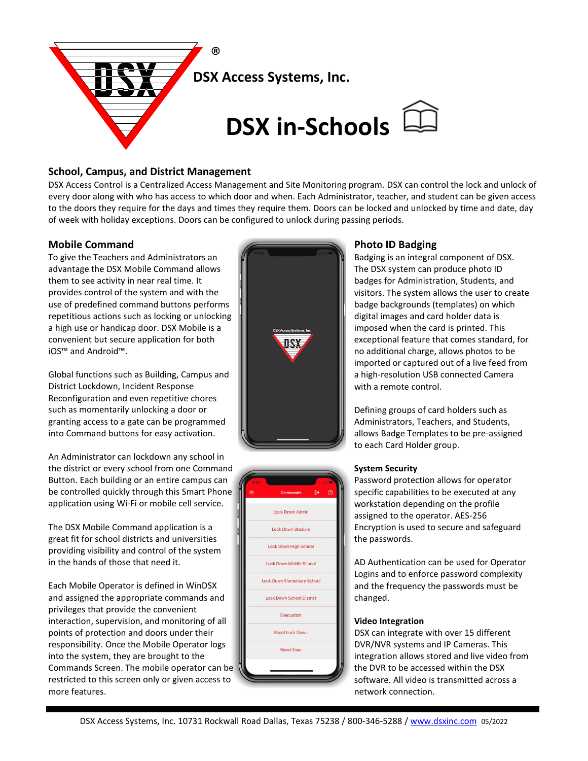DSX Access Systems, Inc.

# DSX in-Schools

## School, Campus, and District Management

DSX Access Control is a Centralized Access Management and Site Monitoring program. DSX can control the lock and unlock of every door along with who has access to which door and when. Each Administrator, teacher, and student can be given access to the doors they require for the days and times they require them. Doors can be locked and unlocked by time and date, day of week with holiday exceptions. Doors can be configured to unlock during passing periods.

## Mobile Command

To give the Teachers and Administrators an advantage the DSX Mobile Command allows them to see activity in near real time. It provides control of the system and with the use of predefined command buttons performs repetitious actions such as locking or unlocking a high use or handicap door. DSX Mobile is a convenient but secure application for both iOS™ and Android™.

Global functions such as Building, Campus and District Lockdown, Incident Response Reconfiguration and even repetitive chores such as momentarily unlocking a door or granting access to a gate can be programmed into Command buttons for easy activation.

An Administrator can lockdown any school in the district or every school from one Command Button. Each building or an entire campus can be controlled quickly through this Smart Phone application using Wi-Fi or mobile cell service.

The DSX Mobile Command application is a great fit for school districts and universities providing visibility and control of the system in the hands of those that need it.

Each Mobile Operator is defined in WinDSX and assigned the appropriate commands and privileges that provide the convenient interaction, supervision, and monitoring of all points of protection and doors under their responsibility. Once the Mobile Operator logs into the system, they are brought to the Commands Screen. The mobile operator can be restricted to this screen only or given access to more features.

## Photo ID Badging

Badging is an integral component of DSX. The DSX system can produce photo ID badges for Administration, Students, and visitors. The system allows the user to create badge backgrounds (templates) on which digital images and card holder data is imposed when the card is printed. This exceptional feature that comes standard, for no additional charge, allows photos to be imported or captured out of a live feed from a high-resolution USB connected Camera with a remote control.

Defining groups of card holders such as Administrators, Teachers, and Students, allows Badge Templates to be pre-assigned to each Card Holder group.

### System Security

Password protection allows for operator specific capabilities to be executed at any workstation depending on the profile assigned to the operator. AES-256 Encryption is used to secure and safeguard the passwords.

AD Authentication can be used for Operator Logins and to enforce password complexity and the frequency the passwords must be changed.

### Video Integration

DSX can integrate with over 15 different DVR/NVR systems and IP Cameras. This integration allows stored and live video from the DVR to be accessed within the DSX software. All video is transmitted across a network connection.

DSX Access Systems, Inc. 10731 Rockwall Road Dallas, Texas 75238 / 800-346-5288 / www.dsxinc.com 05/2022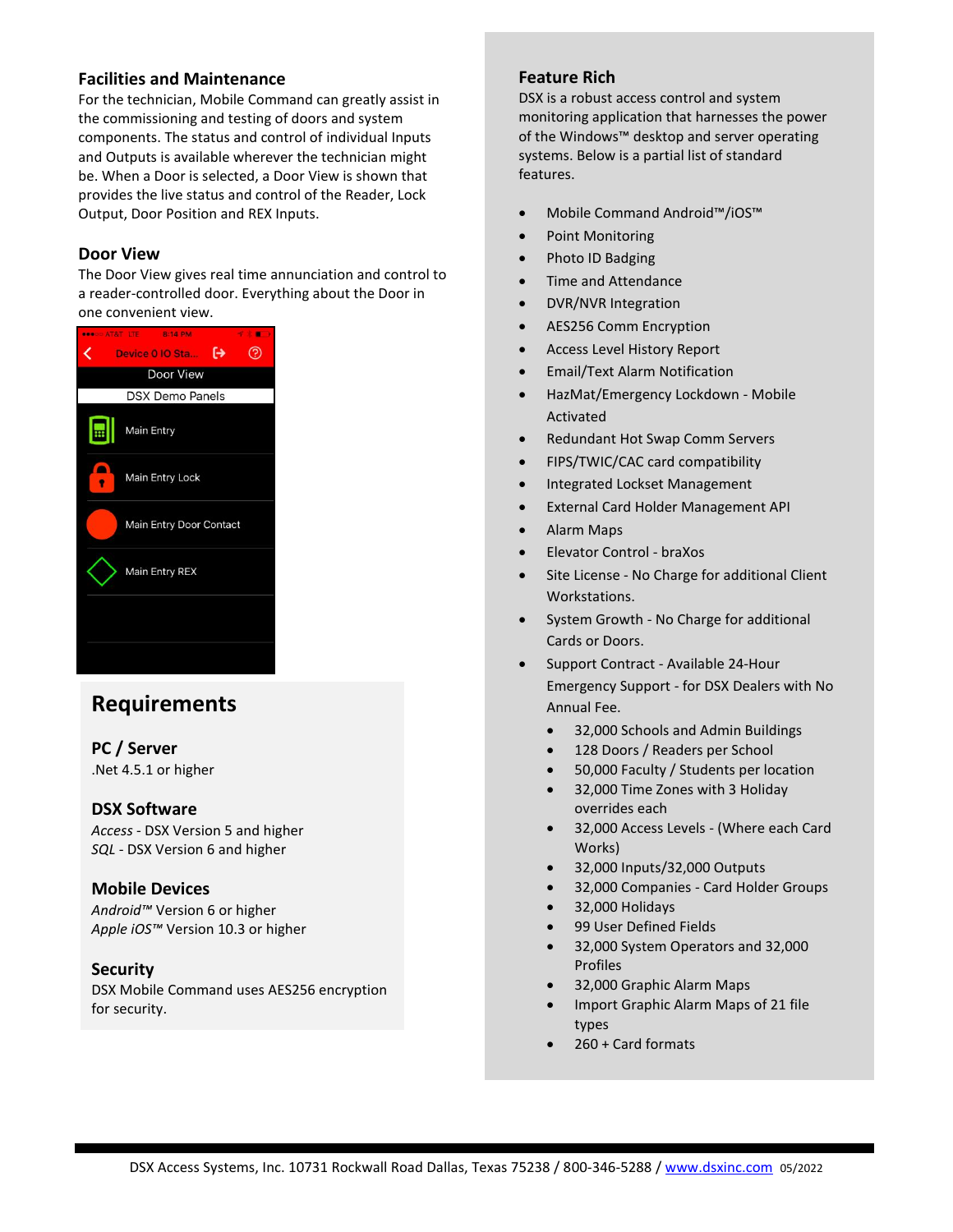## Facilities and Maintenance

For the technician, Mobile Command can greatly assist in the commissioning and testing of doors and system components. The status and control of individual Inputs and Outputs is available wherever the technician might be. When a Door is selected, a Door View is shown that provides the live status and control of the Reader, Lock Output, Door Position and REX Inputs.

## Door View

The Door View gives real time annunciation and control to a reader-controlled door. Everything about the Door in one convenient view.

# Requirements

## PC / Server

.Net 4.5.1 or higher

## DSX Software

*Access* - DSX Version 5 and higher
*SQL* - DSX Version 6 and higher

## Mobile Devices

*Android™* Version 6 or higher
*Apple iOS™* Version 10.3 or higher

## Security

DSX Mobile Command uses AES256 encryption for security.

## Feature Rich

DSX is a robust access control and system monitoring application that harnesses the power of the Windows™ desktop and server operating systems. Below is a partial list of standard features.

- Mobile Command Android™/iOS™
- Point Monitoring
- Photo ID Badging
- Time and Attendance
- DVR/NVR Integration
- AES256 Comm Encryption
- Access Level History Report
- Email/Text Alarm Notification
- HazMat/Emergency Lockdown - Mobile Activated
- Redundant Hot Swap Comm Servers
- FIPS/TWIC/CAC card compatibility
- Integrated Lockset Management
- External Card Holder Management API
- Alarm Maps
- Elevator Control - braXos
- Site License - No Charge for additional Client Workstations.
- System Growth - No Charge for additional Cards or Doors.
- Support Contract - Available 24-Hour Emergency Support - for DSX Dealers with No Annual Fee.
  - 32,000 Schools and Admin Buildings
  - 128 Doors / Readers per School
  - 50,000 Faculty / Students per location
  - 32,000 Time Zones with 3 Holiday overrides each
  - 32,000 Access Levels - (Where each Card Works)
  - 32,000 Inputs/32,000 Outputs
  - 32,000 Companies - Card Holder Groups
  - 32,000 Holidays
  - 99 User Defined Fields
  - 32,000 System Operators and 32,000 Profiles
  - 32,000 Graphic Alarm Maps
  - Import Graphic Alarm Maps of 21 file types
  - 260 + Card formats

DSX Access Systems, Inc. 10731 Rockwall Road Dallas, Texas 75238 / 800-346-5288 / www.dsxinc.com 05/2022